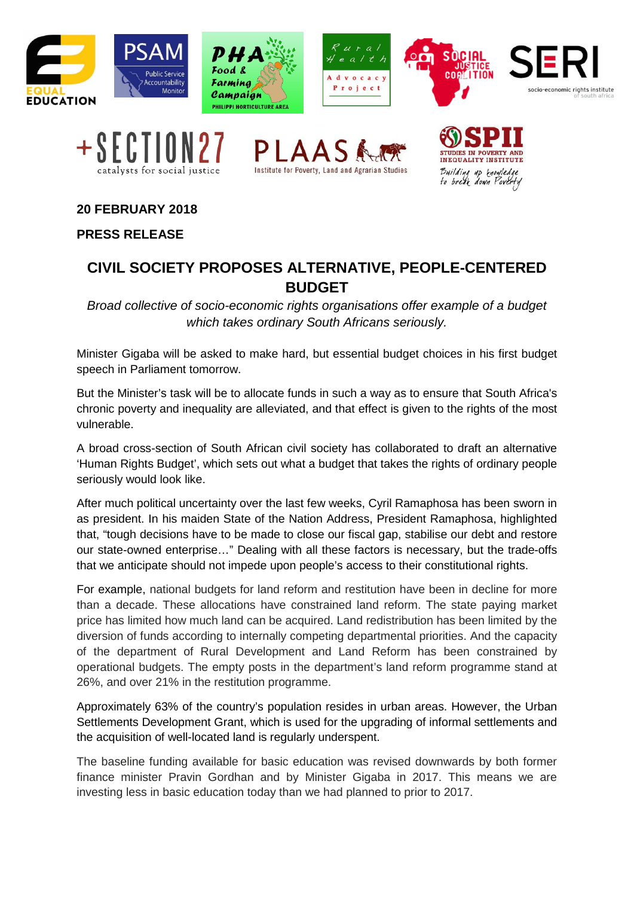**20 FEBRUARY 2018**

**PRESS RELEASE**

# CIVIL SOCIETY PROPOSES ALTERNATIVE, PEOPLE-CENTERED BUDGET

*Broad collective of socio-economic rights organisations offer example of a budget which takes ordinary South Africans seriously.*

Minister Gigaba will be asked to make hard, but essential budget choices in his first budget speech in Parliament tomorrow.

But the Minister's task will be to allocate funds in such a way as to ensure that South Africa's chronic poverty and inequality are alleviated, and that effect is given to the rights of the most vulnerable.

A broad cross-section of South African civil society has collaborated to draft an alternative 'Human Rights Budget', which sets out what a budget that takes the rights of ordinary people seriously would look like.

After much political uncertainty over the last few weeks, Cyril Ramaphosa has been sworn in as president. In his maiden State of the Nation Address, President Ramaphosa, highlighted that, "tough decisions have to be made to close our fiscal gap, stabilise our debt and restore our state-owned enterprise…" Dealing with all these factors is necessary, but the trade-offs that we anticipate should not impede upon people's access to their constitutional rights.

For example, national budgets for land reform and restitution have been in decline for more than a decade. These allocations have constrained land reform. The state paying market price has limited how much land can be acquired. Land redistribution has been limited by the diversion of funds according to internally competing departmental priorities. And the capacity of the department of Rural Development and Land Reform has been constrained by operational budgets. The empty posts in the department's land reform programme stand at 26%, and over 21% in the restitution programme.

Approximately 63% of the country's population resides in urban areas. However, the Urban Settlements Development Grant, which is used for the upgrading of informal settlements and the acquisition of well-located land is regularly underspent.

The baseline funding available for basic education was revised downwards by both former finance minister Pravin Gordhan and by Minister Gigaba in 2017. This means we are investing less in basic education today than we had planned to prior to 2017.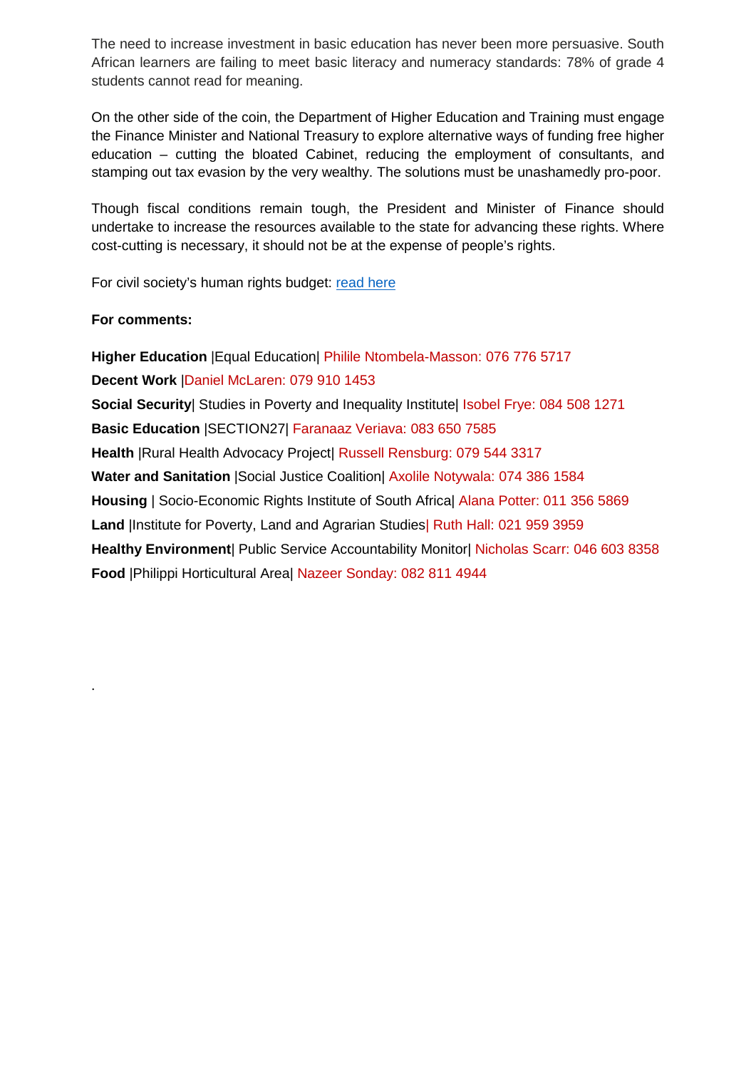The need to increase investment in basic education has never been more persuasive. South African learners are failing to meet basic literacy and numeracy standards: 78% of grade 4 students cannot read for meaning.

On the other side of the coin, the Department of Higher Education and Training must engage the Finance Minister and National Treasury to explore alternative ways of funding free higher education – cutting the bloated Cabinet, reducing the employment of consultants, and stamping out tax evasion by the very wealthy. The solutions must be unashamedly pro-poor.

Though fiscal conditions remain tough, the President and Minister of Finance should undertake to increase the resources available to the state for advancing these rights. Where cost-cutting is necessary, it should not be at the expense of people's rights.

For civil society's human rights budget: read here

**For comments:**

**Higher Education** |Equal Education| Philile Ntombela-Masson: 076 776 5717
**Decent Work** |Daniel McLaren: 079 910 1453
**Social Security**| Studies in Poverty and Inequality Institute| Isobel Frye: 084 508 1271
**Basic Education** |SECTION27| Faranaaz Veriava: 083 650 7585
**Health** |Rural Health Advocacy Project| Russell Rensburg: 079 544 3317
**Water and Sanitation** |Social Justice Coalition| Axolile Notywala: 074 386 1584
**Housing** | Socio-Economic Rights Institute of South Africa| Alana Potter: 011 356 5869
**Land** |Institute for Poverty, Land and Agrarian Studies| Ruth Hall: 021 959 3959
**Healthy Environment**| Public Service Accountability Monitor| Nicholas Scarr: 046 603 8358
**Food** |Philippi Horticultural Area| Nazeer Sonday: 082 811 4944